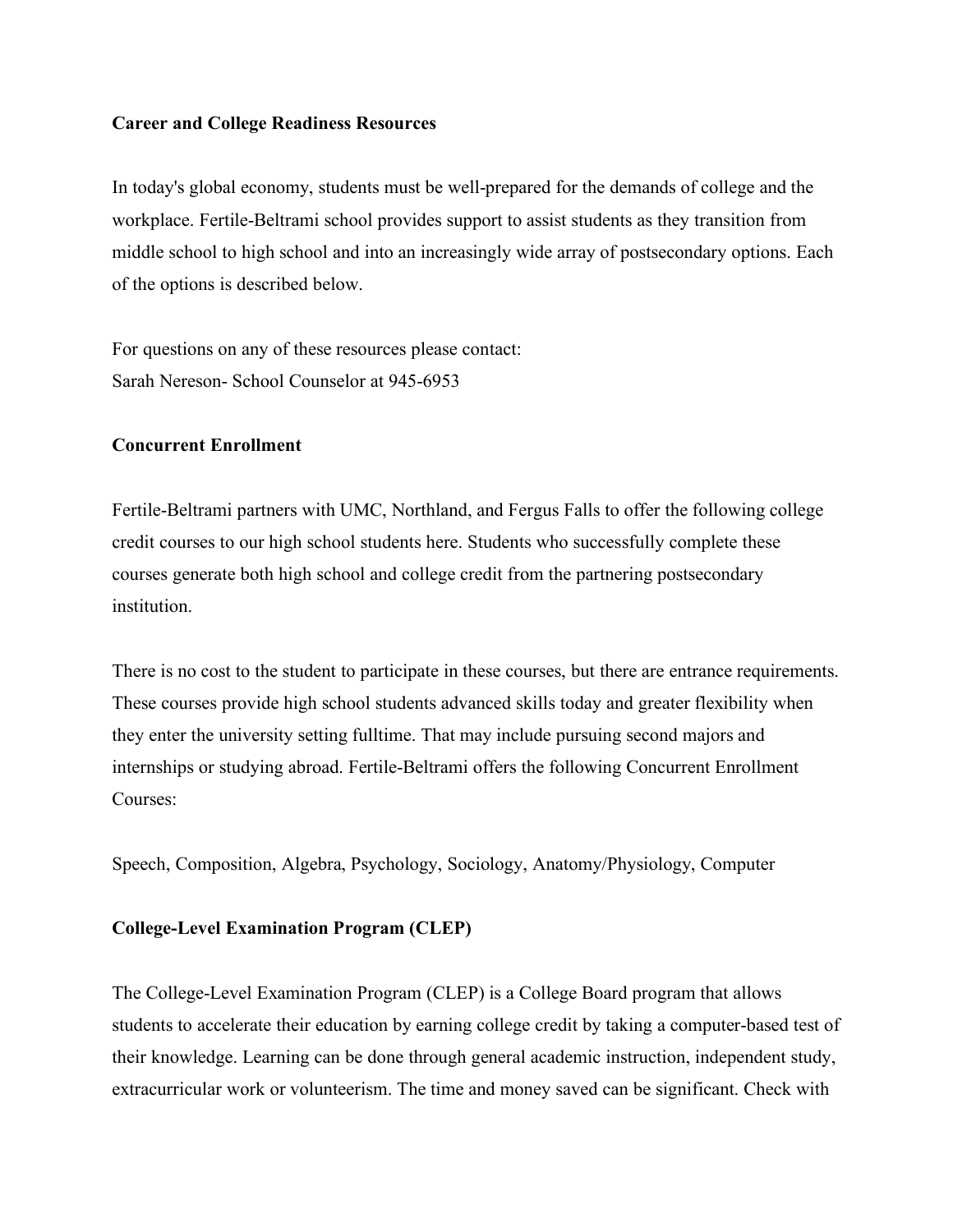**Career and College Readiness Resources**

In today's global economy, students must be well-prepared for the demands of college and the workplace. Fertile-Beltrami school provides support to assist students as they transition from middle school to high school and into an increasingly wide array of postsecondary options. Each of the options is described below.

For questions on any of these resources please contact:
Sarah Nereson- School Counselor at 945-6953

**Concurrent Enrollment**

Fertile-Beltrami partners with UMC, Northland, and Fergus Falls to offer the following college credit courses to our high school students here. Students who successfully complete these courses generate both high school and college credit from the partnering postsecondary institution.

There is no cost to the student to participate in these courses, but there are entrance requirements. These courses provide high school students advanced skills today and greater flexibility when they enter the university setting fulltime. That may include pursuing second majors and internships or studying abroad. Fertile-Beltrami offers the following Concurrent Enrollment Courses:

Speech, Composition, Algebra, Psychology, Sociology, Anatomy/Physiology, Computer

**College-Level Examination Program (CLEP)**

The College-Level Examination Program (CLEP) is a College Board program that allows students to accelerate their education by earning college credit by taking a computer-based test of their knowledge. Learning can be done through general academic instruction, independent study, extracurricular work or volunteerism. The time and money saved can be significant. Check with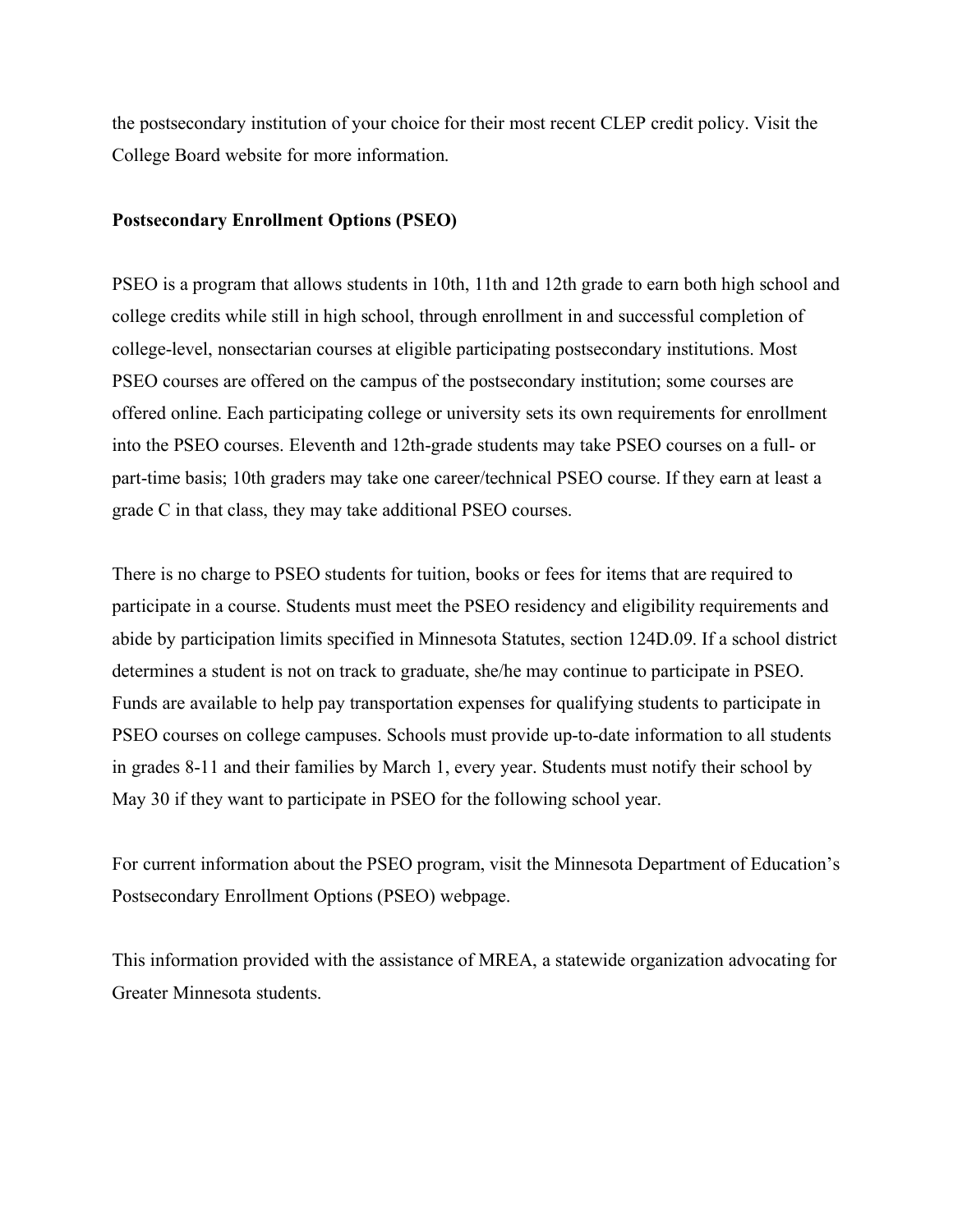the postsecondary institution of your choice for their most recent CLEP credit policy. Visit the College Board website for more information.

**Postsecondary Enrollment Options (PSEO)**

PSEO is a program that allows students in 10th, 11th and 12th grade to earn both high school and college credits while still in high school, through enrollment in and successful completion of college-level, nonsectarian courses at eligible participating postsecondary institutions. Most PSEO courses are offered on the campus of the postsecondary institution; some courses are offered online. Each participating college or university sets its own requirements for enrollment into the PSEO courses. Eleventh and 12th-grade students may take PSEO courses on a full- or part-time basis; 10th graders may take one career/technical PSEO course. If they earn at least a grade C in that class, they may take additional PSEO courses.

There is no charge to PSEO students for tuition, books or fees for items that are required to participate in a course. Students must meet the PSEO residency and eligibility requirements and abide by participation limits specified in Minnesota Statutes, section 124D.09. If a school district determines a student is not on track to graduate, she/he may continue to participate in PSEO. Funds are available to help pay transportation expenses for qualifying students to participate in PSEO courses on college campuses. Schools must provide up-to-date information to all students in grades 8-11 and their families by March 1, every year. Students must notify their school by May 30 if they want to participate in PSEO for the following school year.

For current information about the PSEO program, visit the Minnesota Department of Education's Postsecondary Enrollment Options (PSEO) webpage.

This information provided with the assistance of MREA, a statewide organization advocating for Greater Minnesota students.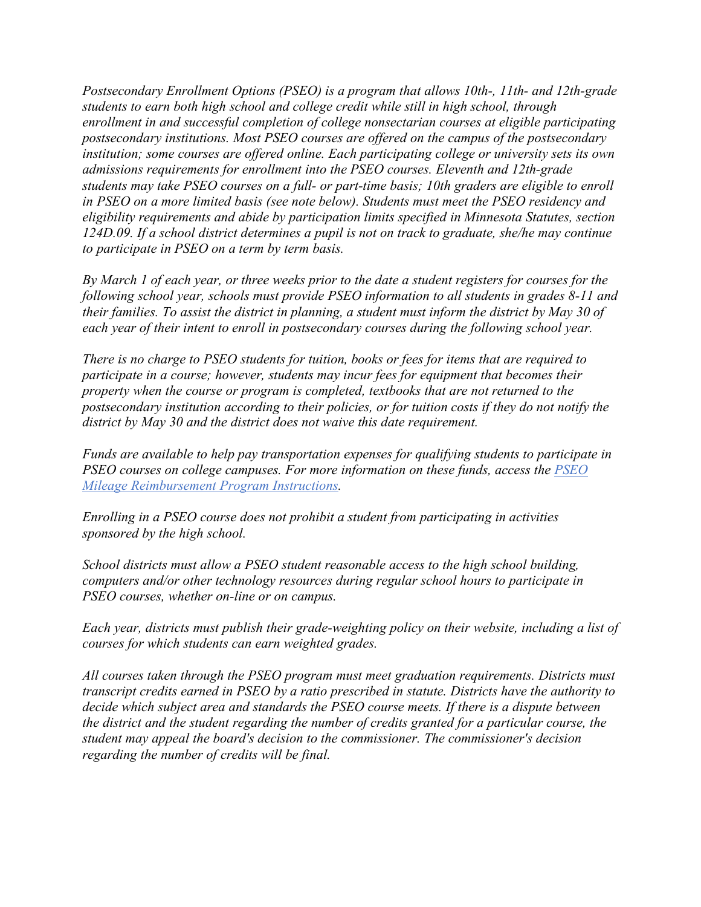*Postsecondary Enrollment Options (PSEO) is a program that allows 10th-, 11th- and 12th-grade students to earn both high school and college credit while still in high school, through enrollment in and successful completion of college nonsectarian courses at eligible participating postsecondary institutions. Most PSEO courses are offered on the campus of the postsecondary institution; some courses are offered online. Each participating college or university sets its own admissions requirements for enrollment into the PSEO courses. Eleventh and 12th-grade students may take PSEO courses on a full- or part-time basis; 10th graders are eligible to enroll in PSEO on a more limited basis (see note below). Students must meet the PSEO residency and eligibility requirements and abide by participation limits specified in Minnesota Statutes, section 124D.09. If a school district determines a pupil is not on track to graduate, she/he may continue to participate in PSEO on a term by term basis.*

*By March 1 of each year, or three weeks prior to the date a student registers for courses for the following school year, schools must provide PSEO information to all students in grades 8-11 and their families. To assist the district in planning, a student must inform the district by May 30 of each year of their intent to enroll in postsecondary courses during the following school year.*

*There is no charge to PSEO students for tuition, books or fees for items that are required to participate in a course; however, students may incur fees for equipment that becomes their property when the course or program is completed, textbooks that are not returned to the postsecondary institution according to their policies, or for tuition costs if they do not notify the district by May 30 and the district does not waive this date requirement.*

*Funds are available to help pay transportation expenses for qualifying students to participate in PSEO courses on college campuses. For more information on these funds, access the [PSEO Mileage Reimbursement Program Instructions](#).*

*Enrolling in a PSEO course does not prohibit a student from participating in activities sponsored by the high school.*

*School districts must allow a PSEO student reasonable access to the high school building, computers and/or other technology resources during regular school hours to participate in PSEO courses, whether on-line or on campus.*

*Each year, districts must publish their grade-weighting policy on their website, including a list of courses for which students can earn weighted grades.*

*All courses taken through the PSEO program must meet graduation requirements. Districts must transcript credits earned in PSEO by a ratio prescribed in statute. Districts have the authority to decide which subject area and standards the PSEO course meets. If there is a dispute between the district and the student regarding the number of credits granted for a particular course, the student may appeal the board's decision to the commissioner. The commissioner's decision regarding the number of credits will be final.*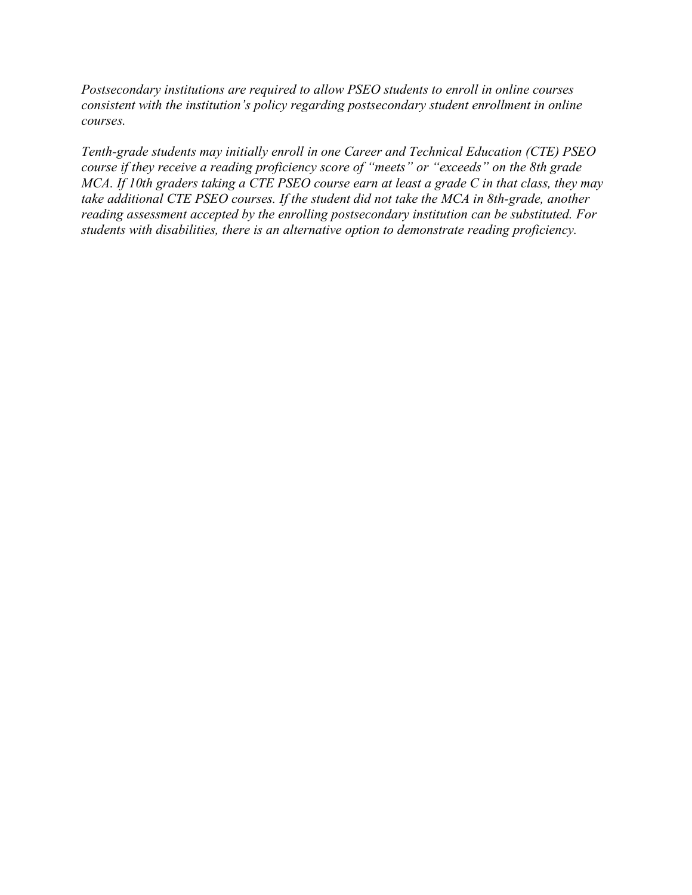*Postsecondary institutions are required to allow PSEO students to enroll in online courses consistent with the institution's policy regarding postsecondary student enrollment in online courses.*

*Tenth-grade students may initially enroll in one Career and Technical Education (CTE) PSEO course if they receive a reading proficiency score of "meets" or "exceeds" on the 8th grade MCA. If 10th graders taking a CTE PSEO course earn at least a grade C in that class, they may take additional CTE PSEO courses. If the student did not take the MCA in 8th-grade, another reading assessment accepted by the enrolling postsecondary institution can be substituted. For students with disabilities, there is an alternative option to demonstrate reading proficiency.*